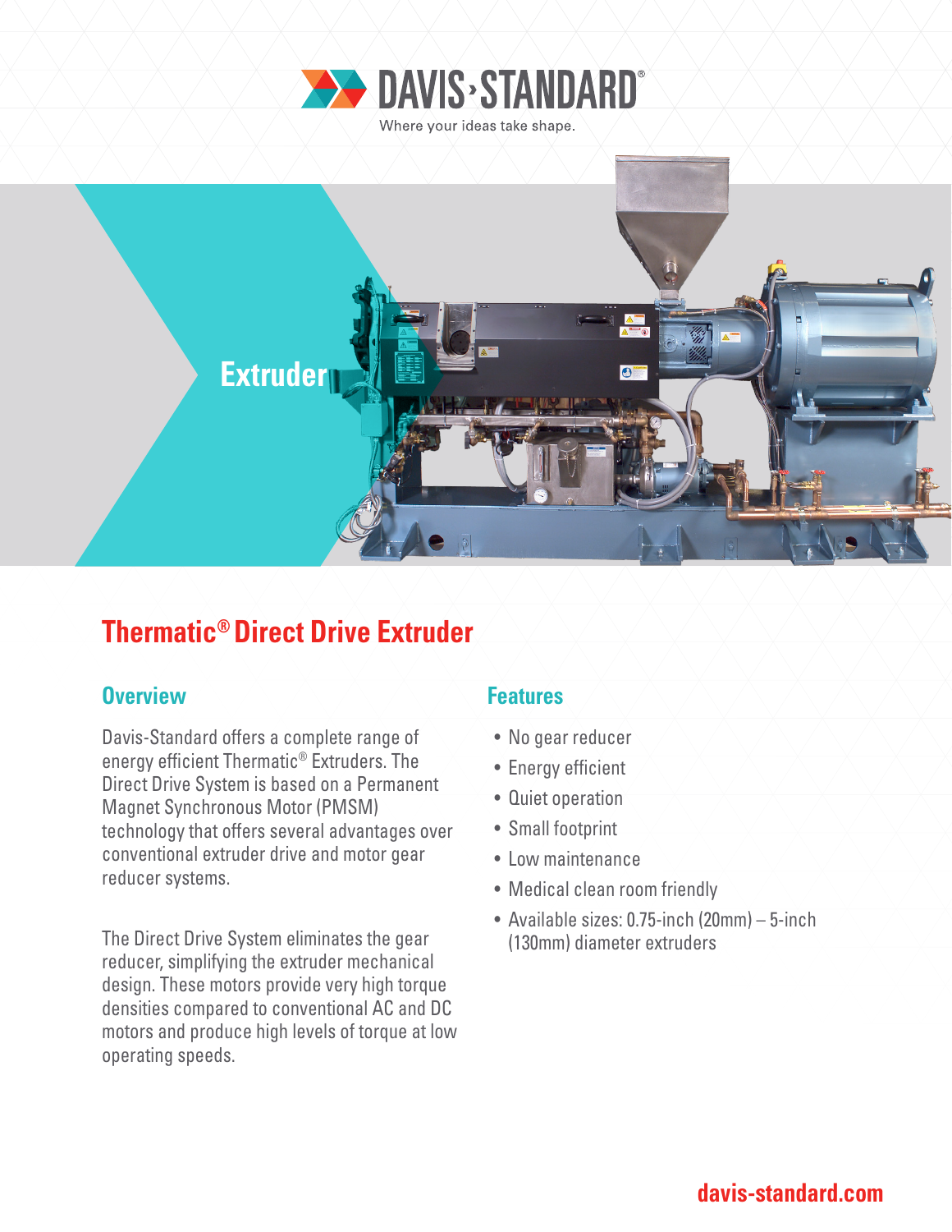DAVIS·STANDARD®

Where your ideas take shape.

Extruder

# Thermatic® Direct Drive Extruder

## Overview

Davis-Standard offers a complete range of energy efficient Thermatic® Extruders. The Direct Drive System is based on a Permanent Magnet Synchronous Motor (PMSM) technology that offers several advantages over conventional extruder drive and motor gear reducer systems.

The Direct Drive System eliminates the gear reducer, simplifying the extruder mechanical design. These motors provide very high torque densities compared to conventional AC and DC motors and produce high levels of torque at low operating speeds.

## Features

- No gear reducer
- Energy efficient
- Quiet operation
- Small footprint
- Low maintenance
- Medical clean room friendly
- Available sizes: 0.75-inch (20mm) – 5-inch (130mm) diameter extruders

davis-standard.com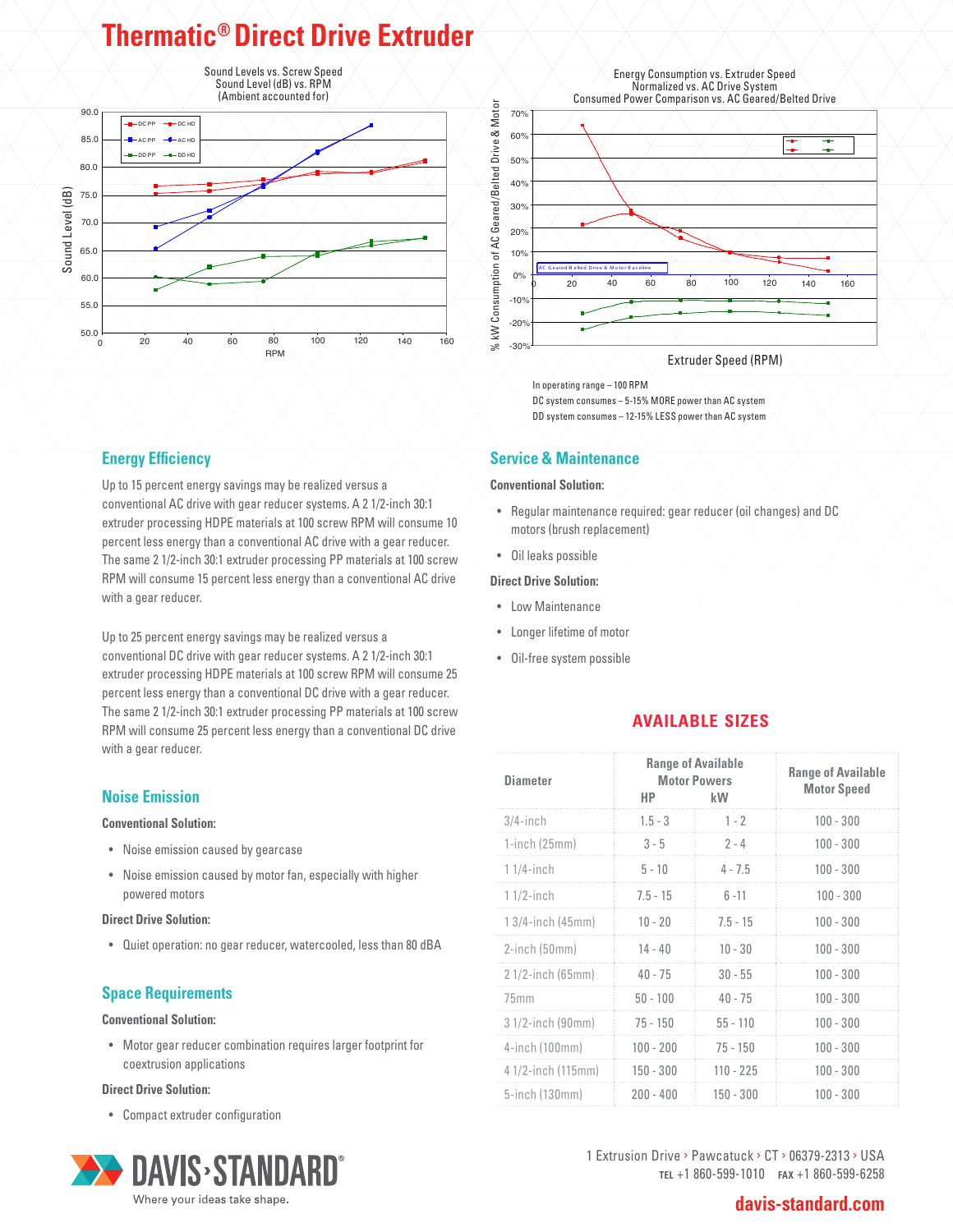# Thermatic® Direct Drive Extruder

Sound Levels vs. Screw Speed
Sound Level (dB) vs. RPM
(Ambient accounted for)

DC PP, DC HD, AC PP, AC HD, DD PP, DD HD

Sound Level (dB)

90.0, 85.0, 80.0, 75.0, 70.0, 65.0, 60.0, 55.0, 50.0

0, 20, 40, 60, 80, 100, 120, 140, 160

RPM

Energy Consumption vs. Extruder Speed
Normalized vs. AC Drive System
Consumed Power Comparison vs. AC Geared/Belted Drive

% kW Consumption of AC Geared/Belted Drive & Motor

70%, 60%, 50%, 40%, 30%, 20%, 10%, 0%, -10%, -20%, -30%

AC Geared/Belted Drive & Motor Baseline

0, 20, 40, 60, 80, 100, 120, 140, 160

Extruder Speed (RPM)

In operating range – 100 RPM
DC system consumes – 5-15% MORE power than AC system
DD system consumes – 12-15% LESS power than AC system

## Energy Efficiency

Up to 15 percent energy savings may be realized versus a conventional AC drive with gear reducer systems. A 2 1/2-inch 30:1 extruder processing HDPE materials at 100 screw RPM will consume 10 percent less energy than a conventional AC drive with a gear reducer. The same 2 1/2-inch 30:1 extruder processing PP materials at 100 screw RPM will consume 15 percent less energy than a conventional AC drive with a gear reducer.

Up to 25 percent energy savings may be realized versus a conventional DC drive with gear reducer systems. A 2 1/2-inch 30:1 extruder processing HDPE materials at 100 screw RPM will consume 25 percent less energy than a conventional DC drive with a gear reducer. The same 2 1/2-inch 30:1 extruder processing PP materials at 100 screw RPM will consume 25 percent less energy than a conventional DC drive with a gear reducer.

## Noise Emission

**Conventional Solution:**

- Noise emission caused by gearcase
- Noise emission caused by motor fan, especially with higher powered motors

**Direct Drive Solution:**

- Quiet operation: no gear reducer, watercooled, less than 80 dBA

## Space Requirements

**Conventional Solution:**

- Motor gear reducer combination requires larger footprint for coextrusion applications

**Direct Drive Solution:**

- Compact extruder configuration

## Service & Maintenance

**Conventional Solution:**

- Regular maintenance required: gear reducer (oil changes) and DC motors (brush replacement)
- Oil leaks possible

**Direct Drive Solution:**

- Low Maintenance
- Longer lifetime of motor
- Oil-free system possible

## AVAILABLE SIZES

| Diameter | Range of Available Motor Powers HP | kW | Range of Available Motor Speed |
|---|---|---|---|
| 3/4-inch | 1.5 - 3 | 1 - 2 | 100 - 300 |
| 1-inch (25mm) | 3 - 5 | 2 - 4 | 100 - 300 |
| 1 1/4-inch | 5 - 10 | 4 - 7.5 | 100 - 300 |
| 1 1/2-inch | 7.5 - 15 | 6 -11 | 100 - 300 |
| 1 3/4-inch (45mm) | 10 - 20 | 7.5 - 15 | 100 - 300 |
| 2-inch (50mm) | 14 - 40 | 10 - 30 | 100 - 300 |
| 2 1/2-inch (65mm) | 40 - 75 | 30 - 55 | 100 - 300 |
| 75mm | 50 - 100 | 40 - 75 | 100 - 300 |
| 3 1/2-inch (90mm) | 75 - 150 | 55 - 110 | 100 - 300 |
| 4-inch (100mm) | 100 - 200 | 75 - 150 | 100 - 300 |
| 4 1/2-inch (115mm) | 150 - 300 | 110 - 225 | 100 - 300 |
| 5-inch (130mm) | 200 - 400 | 150 - 300 | 100 - 300 |

DAVIS›STANDARD®
Where your ideas take shape.

1 Extrusion Drive › Pawcatuck › CT › 06379-2313 › USA
TEL +1 860-599-1010 FAX +1 860-599-6258

davis-standard.com